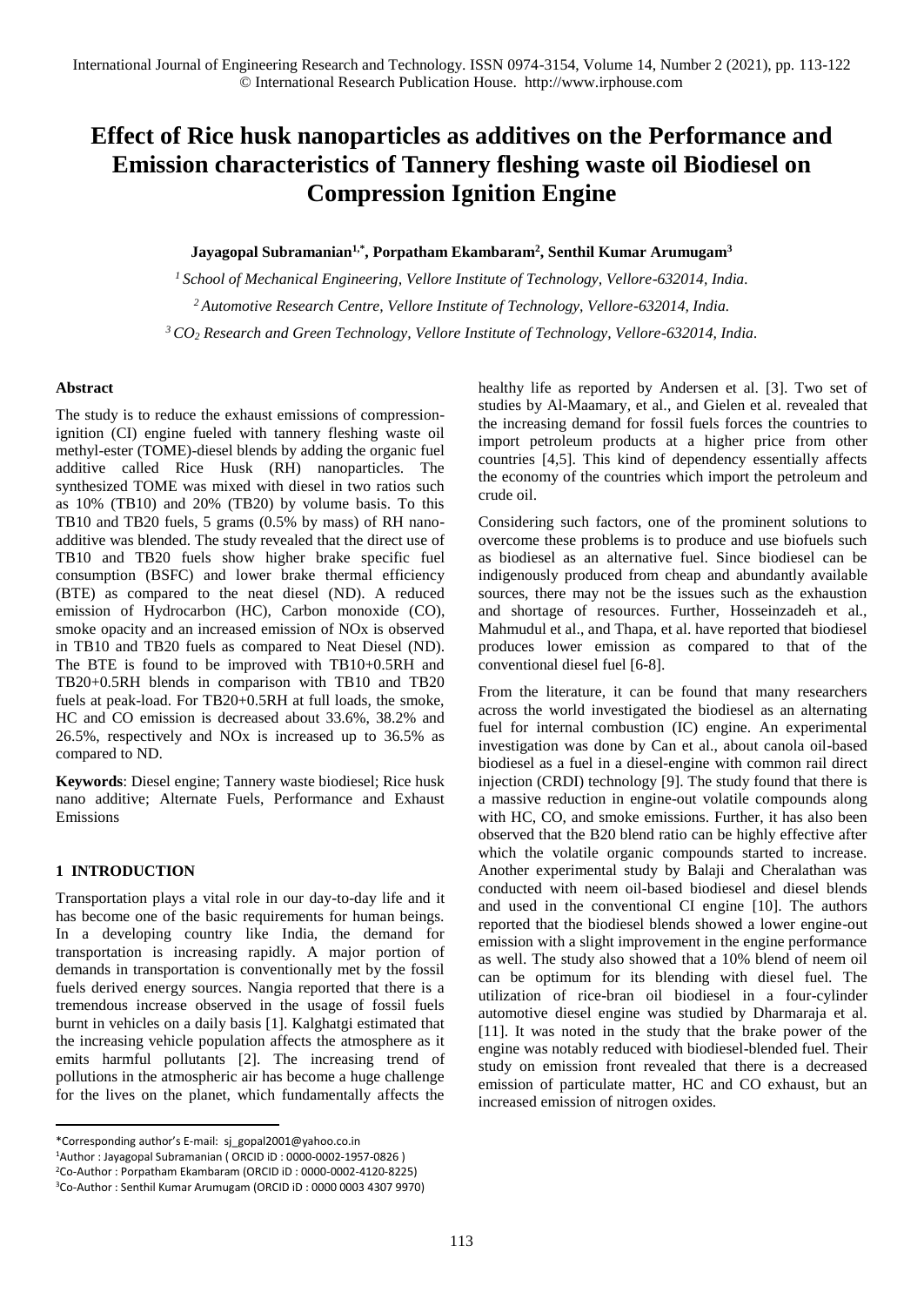# Effect of Rice husk nanoparticles as additives on the Performance and Emission characteristics of Tannery fleshing waste oil Biodiesel on Compression Ignition Engine

**Jayagopal Subramanian[1,*], Porpatham Ekambaram[2], Senthil Kumar Arumugam[3]**

*[1] School of Mechanical Engineering, Vellore Institute of Technology, Vellore-632014, India.*

*[2] Automotive Research Centre, Vellore Institute of Technology, Vellore-632014, India.*

*[3] $CO_2$ Research and Green Technology, Vellore Institute of Technology, Vellore-632014, India.*

### Abstract

The study is to reduce the exhaust emissions of compression-ignition (CI) engine fueled with tannery fleshing waste oil methyl-ester (TOME)-diesel blends by adding the organic fuel additive called Rice Husk (RH) nanoparticles. The synthesized TOME was mixed with diesel in two ratios such as 10% (TB10) and 20% (TB20) by volume basis. To this TB10 and TB20 fuels, 5 grams (0.5% by mass) of RH nano-additive was blended. The study revealed that the direct use of TB10 and TB20 fuels show higher brake specific fuel consumption (BSFC) and lower brake thermal efficiency (BTE) as compared to the neat diesel (ND). A reduced emission of Hydrocarbon (HC), Carbon monoxide (CO), smoke opacity and an increased emission of NOx is observed in TB10 and TB20 fuels as compared to Neat Diesel (ND). The BTE is found to be improved with TB10+0.5RH and TB20+0.5RH blends in comparison with TB10 and TB20 fuels at peak-load. For TB20+0.5RH at full loads, the smoke, HC and CO emission is decreased about 33.6%, 38.2% and 26.5%, respectively and NOx is increased up to 36.5% as compared to ND.

**Keywords**: Diesel engine; Tannery waste biodiesel; Rice husk nano additive; Alternate Fuels, Performance and Exhaust Emissions

## 1 INTRODUCTION

Transportation plays a vital role in our day-to-day life and it has become one of the basic requirements for human beings. In a developing country like India, the demand for transportation is increasing rapidly. A major portion of demands in transportation is conventionally met by the fossil fuels derived energy sources. Nangia reported that there is a tremendous increase observed in the usage of fossil fuels burnt in vehicles on a daily basis [1]. Kalghatgi estimated that the increasing vehicle population affects the atmosphere as it emits harmful pollutants [2]. The increasing trend of pollutions in the atmospheric air has become a huge challenge for the lives on the planet, which fundamentally affects the healthy life as reported by Andersen et al. [3]. Two set of studies by Al-Maamary, et al., and Gielen et al. revealed that the increasing demand for fossil fuels forces the countries to import petroleum products at a higher price from other countries [4,5]. This kind of dependency essentially affects the economy of the countries which import the petroleum and crude oil.

Considering such factors, one of the prominent solutions to overcome these problems is to produce and use biofuels such as biodiesel as an alternative fuel. Since biodiesel can be indigenously produced from cheap and abundantly available sources, there may not be the issues such as the exhaustion and shortage of resources. Further, Hosseinzadeh et al., Mahmudul et al., and Thapa, et al. have reported that biodiesel produces lower emission as compared to that of the conventional diesel fuel [6-8].

From the literature, it can be found that many researchers across the world investigated the biodiesel as an alternating fuel for internal combustion (IC) engine. An experimental investigation was done by Can et al., about canola oil-based biodiesel as a fuel in a diesel-engine with common rail direct injection (CRDI) technology [9]. The study found that there is a massive reduction in engine-out volatile compounds along with HC, CO, and smoke emissions. Further, it has also been observed that the B20 blend ratio can be highly effective after which the volatile organic compounds started to increase. Another experimental study by Balaji and Cheralathan was conducted with neem oil-based biodiesel and diesel blends and used in the conventional CI engine [10]. The authors reported that the biodiesel blends showed a lower engine-out emission with a slight improvement in the engine performance as well. The study also showed that a 10% blend of neem oil can be optimum for its blending with diesel fuel. The utilization of rice-bran oil biodiesel in a four-cylinder automotive diesel engine was studied by Dharmaraja et al. [11]. It was noted in the study that the brake power of the engine was notably reduced with biodiesel-blended fuel. Their study on emission front revealed that there is a decreased emission of particulate matter, HC and CO exhaust, but an increased emission of nitrogen oxides.

---

*Corresponding author's E-mail: sj_gopal2001@yahoo.co.in

[1]Author : Jayagopal Subramanian ( ORCID iD : 0000-0002-1957-0826 )

[2]Co-Author : Porpatham Ekambaram (ORCID iD : 0000-0002-4120-8225)

[3]Co-Author : Senthil Kumar Arumugam (ORCID iD : 0000 0003 4307 9970)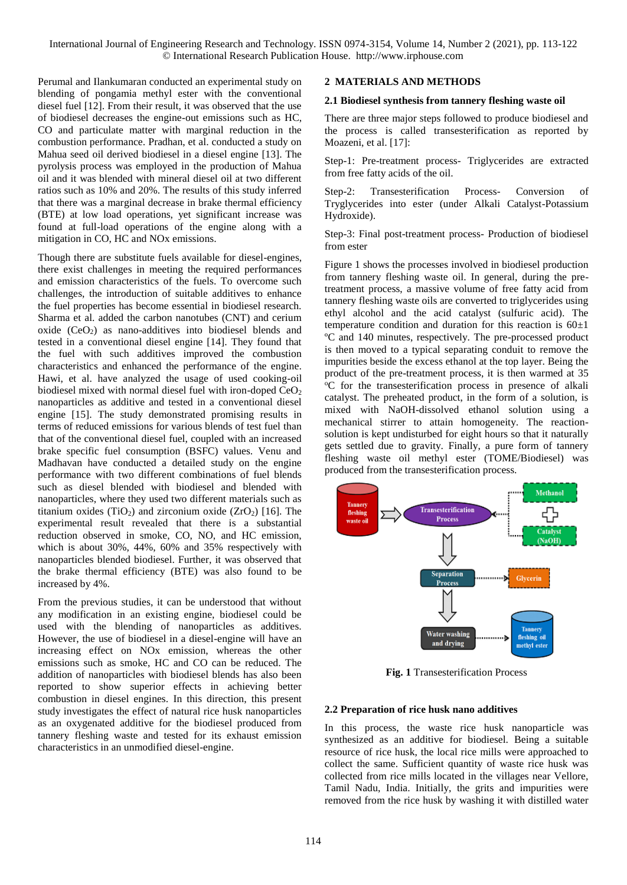Perumal and Ilankumaran conducted an experimental study on blending of pongamia methyl ester with the conventional diesel fuel [12]. From their result, it was observed that the use of biodiesel decreases the engine-out emissions such as HC, CO and particulate matter with marginal reduction in the combustion performance. Pradhan, et al. conducted a study on Mahua seed oil derived biodiesel in a diesel engine [13]. The pyrolysis process was employed in the production of Mahua oil and it was blended with mineral diesel oil at two different ratios such as 10% and 20%. The results of this study inferred that there was a marginal decrease in brake thermal efficiency (BTE) at low load operations, yet significant increase was found at full-load operations of the engine along with a mitigation in CO, HC and NOx emissions.

Though there are substitute fuels available for diesel-engines, there exist challenges in meeting the required performances and emission characteristics of the fuels. To overcome such challenges, the introduction of suitable additives to enhance the fuel properties has become essential in biodiesel research. Sharma et al. added the carbon nanotubes (CNT) and cerium oxide ($CeO_2$) as nano-additives into biodiesel blends and tested in a conventional diesel engine [14]. They found that the fuel with such additives improved the combustion characteristics and enhanced the performance of the engine. Hawi, et al. have analyzed the usage of used cooking-oil biodiesel mixed with normal diesel fuel with iron-doped $CeO_2$ nanoparticles as additive and tested in a conventional diesel engine [15]. The study demonstrated promising results in terms of reduced emissions for various blends of test fuel than that of the conventional diesel fuel, coupled with an increased brake specific fuel consumption (BSFC) values. Venu and Madhavan have conducted a detailed study on the engine performance with two different combinations of fuel blends such as diesel blended with biodiesel and blended with nanoparticles, where they used two different materials such as titanium oxides ($TiO_2$) and zirconium oxide ($ZrO_2$) [16]. The experimental result revealed that there is a substantial reduction observed in smoke, CO, NO, and HC emission, which is about 30%, 44%, 60% and 35% respectively with nanoparticles blended biodiesel. Further, it was observed that the brake thermal efficiency (BTE) was also found to be increased by 4%.

From the previous studies, it can be understood that without any modification in an existing engine, biodiesel could be used with the blending of nanoparticles as additives. However, the use of biodiesel in a diesel-engine will have an increasing effect on NOx emission, whereas the other emissions such as smoke, HC and CO can be reduced. The addition of nanoparticles with biodiesel blends has also been reported to show superior effects in achieving better combustion in diesel engines. In this direction, this present study investigates the effect of natural rice husk nanoparticles as an oxygenated additive for the biodiesel produced from tannery fleshing waste and tested for its exhaust emission characteristics in an unmodified diesel-engine.

## 2 MATERIALS AND METHODS

### 2.1 Biodiesel synthesis from tannery fleshing waste oil

There are three major steps followed to produce biodiesel and the process is called transesterification as reported by Moazeni, et al. [17]:

Step-1: Pre-treatment process- Triglycerides are extracted from free fatty acids of the oil.

Step-2: Transesterification Process- Conversion of Tryglycerides into ester (under Alkali Catalyst-Potassium Hydroxide).

Step-3: Final post-treatment process- Production of biodiesel from ester

Figure 1 shows the processes involved in biodiesel production from tannery fleshing waste oil. In general, during the pre-treatment process, a massive volume of free fatty acid from tannery fleshing waste oils are converted to triglycerides using ethyl alcohol and the acid catalyst (sulfuric acid). The temperature condition and duration for this reaction is 60±1 ºC and 140 minutes, respectively. The pre-processed product is then moved to a typical separating conduit to remove the impurities beside the excess ethanol at the top layer. Being the product of the pre-treatment process, it is then warmed at 35 ºC for the transesterification process in presence of alkali catalyst. The preheated product, in the form of a solution, is mixed with NaOH-dissolved ethanol solution using a mechanical stirrer to attain homogeneity. The reaction-solution is kept undisturbed for eight hours so that it naturally gets settled due to gravity. Finally, a pure form of tannery fleshing waste oil methyl ester (TOME/Biodiesel) was produced from the transesterification process.

**Fig. 1** Transesterification Process

### 2.2 Preparation of rice husk nano additives

In this process, the waste rice husk nanoparticle was synthesized as an additive for biodiesel. Being a suitable resource of rice husk, the local rice mills were approached to collect the same. Sufficient quantity of waste rice husk was collected from rice mills located in the villages near Vellore, Tamil Nadu, India. Initially, the grits and impurities were removed from the rice husk by washing it with distilled water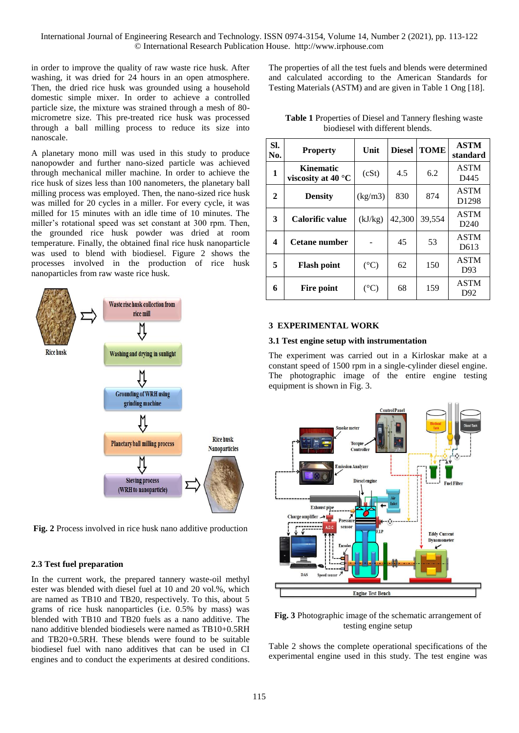in order to improve the quality of raw waste rice husk. After washing, it was dried for 24 hours in an open atmosphere. Then, the dried rice husk was grounded using a household domestic simple mixer. In order to achieve a controlled particle size, the mixture was strained through a mesh of 80-micrometre size. This pre-treated rice husk was processed through a ball milling process to reduce its size into nanoscale.

A planetary mono mill was used in this study to produce nanopowder and further nano-sized particle was achieved through mechanical miller machine. In order to achieve the rice husk of sizes less than 100 nanometers, the planetary ball milling process was employed. Then, the nano-sized rice husk was milled for 20 cycles in a miller. For every cycle, it was milled for 15 minutes with an idle time of 10 minutes. The miller's rotational speed was set constant at 300 rpm. Then, the grounded rice husk powder was dried at room temperature. Finally, the obtained final rice husk nanoparticle was used to blend with biodiesel. Figure 2 shows the processes involved in the production of rice husk nanoparticles from raw waste rice husk.

**Fig. 2** Process involved in rice husk nano additive production

### 2.3 Test fuel preparation

In the current work, the prepared tannery waste-oil methyl ester was blended with diesel fuel at 10 and 20 vol.%, which are named as TB10 and TB20, respectively. To this, about 5 grams of rice husk nanoparticles (i.e. 0.5% by mass) was blended with TB10 and TB20 fuels as a nano additive. The nano additive blended biodiesels were named as TB10+0.5RH and TB20+0.5RH. These blends were found to be suitable biodiesel fuel with nano additives that can be used in CI engines and to conduct the experiments at desired conditions.

The properties of all the test fuels and blends were determined and calculated according to the American Standards for Testing Materials (ASTM) and are given in Table 1 Ong [18].

**Table 1** Properties of Diesel and Tannery fleshing waste biodiesel with different blends.

| Sl. No. | Property | Unit | Diesel | TOME | ASTM standard |
|---|---|---|---|---|---|
| 1 | Kinematic viscosity at 40 °C | (cSt) | 4.5 | 6.2 | ASTM D445 |
| 2 | Density | (kg/m3) | 830 | 874 | ASTM D1298 |
| 3 | Calorific value | (kJ/kg) | 42,300 | 39,554 | ASTM D240 |
| 4 | Cetane number | - | 45 | 53 | ASTM D613 |
| 5 | Flash point | (°C) | 62 | 150 | ASTM D93 |
| 6 | Fire point | (°C) | 68 | 159 | ASTM D92 |

## 3 EXPERIMENTAL WORK

### 3.1 Test engine setup with instrumentation

The experiment was carried out in a Kirloskar make at a constant speed of 1500 rpm in a single-cylinder diesel engine. The photographic image of the entire engine testing equipment is shown in Fig. 3.

**Fig. 3** Photographic image of the schematic arrangement of testing engine setup

Table 2 shows the complete operational specifications of the experimental engine used in this study. The test engine was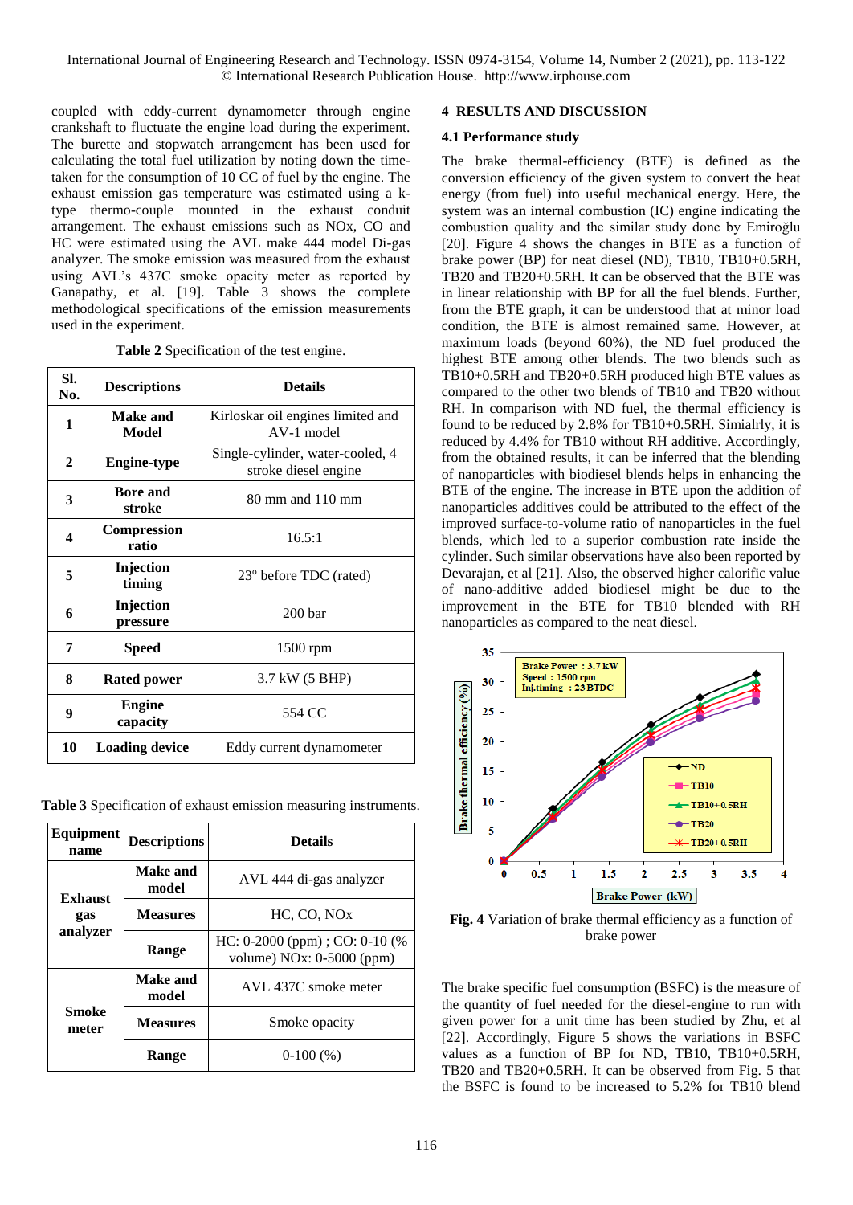coupled with eddy-current dynamometer through engine crankshaft to fluctuate the engine load during the experiment. The burette and stopwatch arrangement has been used for calculating the total fuel utilization by noting down the time-taken for the consumption of 10 CC of fuel by the engine. The exhaust emission gas temperature was estimated using a k-type thermo-couple mounted in the exhaust conduit arrangement. The exhaust emissions such as NOx, CO and HC were estimated using the AVL make 444 model Di-gas analyzer. The smoke emission was measured from the exhaust using AVL's 437C smoke opacity meter as reported by Ganapathy, et al. [19]. Table 3 shows the complete methodological specifications of the emission measurements used in the experiment.

**Table 2** Specification of the test engine.

| Sl. No. | Descriptions | Details |
|---|---|---|
| 1 | Make and Model | Kirloskar oil engines limited and AV-1 model |
| 2 | Engine-type | Single-cylinder, water-cooled, 4 stroke diesel engine |
| 3 | Bore and stroke | 80 mm and 110 mm |
| 4 | Compression ratio | 16.5:1 |
| 5 | Injection timing | 23° before TDC (rated) |
| 6 | Injection pressure | 200 bar |
| 7 | Speed | 1500 rpm |
| 8 | Rated power | 3.7 kW (5 BHP) |
| 9 | Engine capacity | 554 CC |
| 10 | Loading device | Eddy current dynamometer |

**Table 3** Specification of exhaust emission measuring instruments.

| Equipment name | Descriptions | Details |
|---|---|---|
| Exhaust gas analyzer | Make and model | AVL 444 di-gas analyzer |
| | Measures | HC, CO, NOx |
| | Range | HC: 0-2000 (ppm) ; CO: 0-10 (% volume) NOx: 0-5000 (ppm) |
| Smoke meter | Make and model | AVL 437C smoke meter |
| | Measures | Smoke opacity |
| | Range | 0-100 (%) |

## 4 RESULTS AND DISCUSSION

### 4.1 Performance study

The brake thermal-efficiency (BTE) is defined as the conversion efficiency of the given system to convert the heat energy (from fuel) into useful mechanical energy. Here, the system was an internal combustion (IC) engine indicating the combustion quality and the similar study done by Emiroğlu [20]. Figure 4 shows the changes in BTE as a function of brake power (BP) for neat diesel (ND), TB10, TB10+0.5RH, TB20 and TB20+0.5RH. It can be observed that the BTE was in linear relationship with BP for all the fuel blends. Further, from the BTE graph, it can be understood that at minor load condition, the BTE is almost remained same. However, at maximum loads (beyond 60%), the ND fuel produced the highest BTE among other blends. The two blends such as TB10+0.5RH and TB20+0.5RH produced high BTE values as compared to the other two blends of TB10 and TB20 without RH. In comparison with ND fuel, the thermal efficiency is found to be reduced by 2.8% for TB10+0.5RH. Simialrly, it is reduced by 4.4% for TB10 without RH additive. Accordingly, from the obtained results, it can be inferred that the blending of nanoparticles with biodiesel blends helps in enhancing the BTE of the engine. The increase in BTE upon the addition of nanoparticles additives could be attributed to the effect of the improved surface-to-volume ratio of nanoparticles in the fuel blends, which led to a superior combustion rate inside the cylinder. Such similar observations have also been reported by Devarajan, et al [21]. Also, the observed higher calorific value of nano-additive added biodiesel might be due to the improvement in the BTE for TB10 blended with RH nanoparticles as compared to the neat diesel.

**Fig. 4** Variation of brake thermal efficiency as a function of brake power

The brake specific fuel consumption (BSFC) is the measure of the quantity of fuel needed for the diesel-engine to run with given power for a unit time has been studied by Zhu, et al [22]. Accordingly, Figure 5 shows the variations in BSFC values as a function of BP for ND, TB10, TB10+0.5RH, TB20 and TB20+0.5RH. It can be observed from Fig. 5 that the BSFC is found to be increased to 5.2% for TB10 blend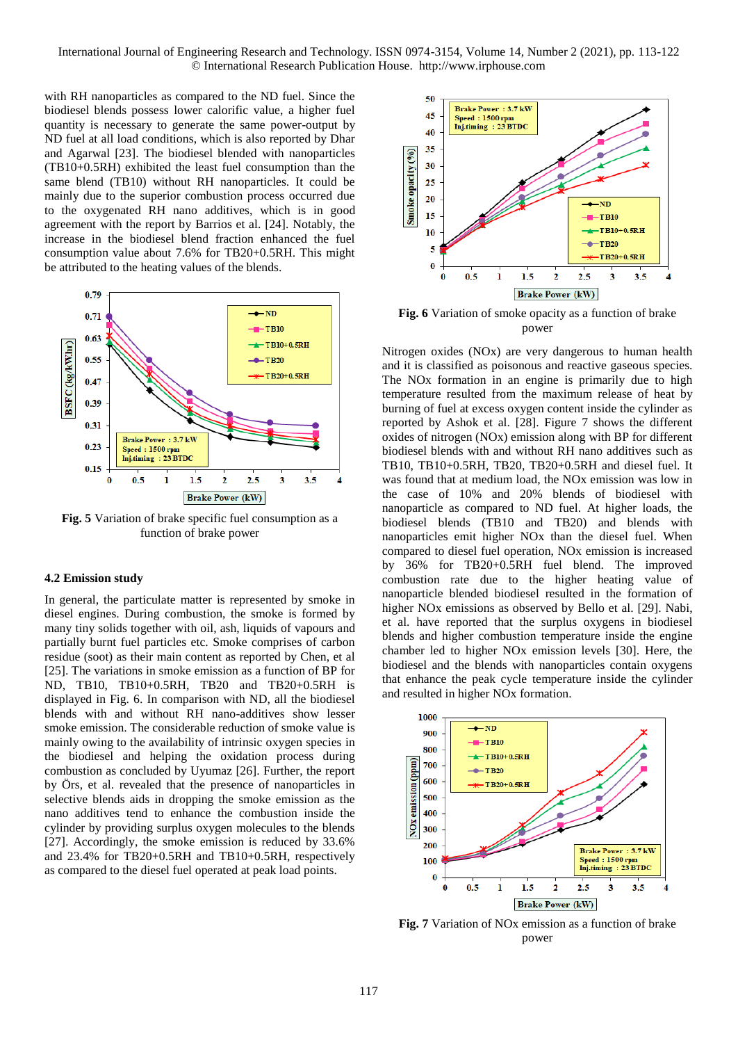with RH nanoparticles as compared to the ND fuel. Since the biodiesel blends possess lower calorific value, a higher fuel quantity is necessary to generate the same power-output by ND fuel at all load conditions, which is also reported by Dhar and Agarwal [23]. The biodiesel blended with nanoparticles (TB10+0.5RH) exhibited the least fuel consumption than the same blend (TB10) without RH nanoparticles. It could be mainly due to the superior combustion process occurred due to the oxygenated RH nano additives, which is in good agreement with the report by Barrios et al. [24]. Notably, the increase in the biodiesel blend fraction enhanced the fuel consumption value about 7.6% for TB20+0.5RH. This might be attributed to the heating values of the blends.

**Fig. 5** Variation of brake specific fuel consumption as a function of brake power

### 4.2 Emission study

In general, the particulate matter is represented by smoke in diesel engines. During combustion, the smoke is formed by many tiny solids together with oil, ash, liquids of vapours and partially burnt fuel particles etc. Smoke comprises of carbon residue (soot) as their main content as reported by Chen, et al [25]. The variations in smoke emission as a function of BP for ND, TB10, TB10+0.5RH, TB20 and TB20+0.5RH is displayed in Fig. 6. In comparison with ND, all the biodiesel blends with and without RH nano-additives show lesser smoke emission. The considerable reduction of smoke value is mainly owing to the availability of intrinsic oxygen species in the biodiesel and helping the oxidation process during combustion as concluded by Uyumaz [26]. Further, the report by Örs, et al. revealed that the presence of nanoparticles in selective blends aids in dropping the smoke emission as the nano additives tend to enhance the combustion inside the cylinder by providing surplus oxygen molecules to the blends [27]. Accordingly, the smoke emission is reduced by 33.6% and 23.4% for TB20+0.5RH and TB10+0.5RH, respectively as compared to the diesel fuel operated at peak load points.

**Fig. 6** Variation of smoke opacity as a function of brake power

Nitrogen oxides (NOx) are very dangerous to human health and it is classified as poisonous and reactive gaseous species. The NOx formation in an engine is primarily due to high temperature resulted from the maximum release of heat by burning of fuel at excess oxygen content inside the cylinder as reported by Ashok et al. [28]. Figure 7 shows the different oxides of nitrogen (NOx) emission along with BP for different biodiesel blends with and without RH nanoparticles such as TB10, TB10+0.5RH, TB20, TB20+0.5RH and diesel fuel. It was found that at medium load, the NOx emission was low in the case of 10% and 20% blends of biodiesel with nanoparticle as compared to ND fuel. At higher loads, the biodiesel blends (TB10 and TB20) and blends with nanoparticles emit higher NOx than the diesel fuel. When compared to diesel fuel operation, NOx emission is increased by 36% for TB20+0.5RH fuel blend. The improved combustion rate due to the higher heating value of nanoparticle blended biodiesel resulted in the formation of higher NOx emissions as observed by Bello et al. [29]. Nabi, et al. have reported that the surplus oxygens in biodiesel blends and higher combustion temperature inside the engine chamber led to higher NOx emission levels [30]. Here, the biodiesel and the blends with nanoparticles contain oxygens that enhance the peak cycle temperature inside the cylinder and resulted in higher NOx formation.

**Fig. 7** Variation of NOx emission as a function of brake power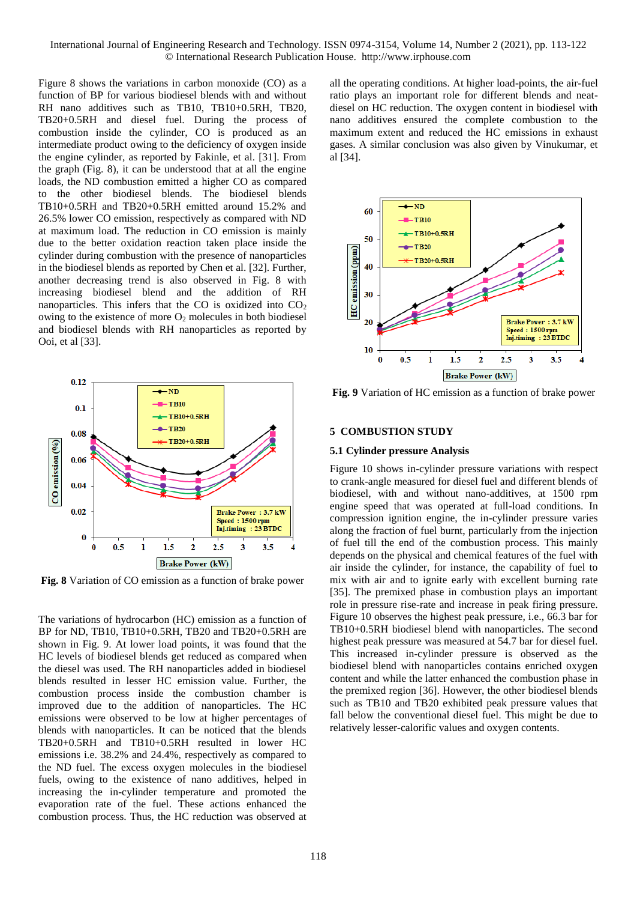Figure 8 shows the variations in carbon monoxide (CO) as a function of BP for various biodiesel blends with and without RH nano additives such as TB10, TB10+0.5RH, TB20, TB20+0.5RH and diesel fuel. During the process of combustion inside the cylinder, CO is produced as an intermediate product owing to the deficiency of oxygen inside the engine cylinder, as reported by Fakinle, et al. [31]. From the graph (Fig. 8), it can be understood that at all the engine loads, the ND combustion emitted a higher CO as compared to the other biodiesel blends. The biodiesel blends TB10+0.5RH and TB20+0.5RH emitted around 15.2% and 26.5% lower CO emission, respectively as compared with ND at maximum load. The reduction in CO emission is mainly due to the better oxidation reaction taken place inside the cylinder during combustion with the presence of nanoparticles in the biodiesel blends as reported by Chen et al. [32]. Further, another decreasing trend is also observed in Fig. 8 with increasing biodiesel blend and the addition of RH nanoparticles. This infers that the CO is oxidized into $CO_2$ owing to the existence of more $O_2$ molecules in both biodiesel and biodiesel blends with RH nanoparticles as reported by Ooi, et al [33].

**Fig. 8** Variation of CO emission as a function of brake power

The variations of hydrocarbon (HC) emission as a function of BP for ND, TB10, TB10+0.5RH, TB20 and TB20+0.5RH are shown in Fig. 9. At lower load points, it was found that the HC levels of biodiesel blends get reduced as compared when the diesel was used. The RH nanoparticles added in biodiesel blends resulted in lesser HC emission value. Further, the combustion process inside the combustion chamber is improved due to the addition of nanoparticles. The HC emissions were observed to be low at higher percentages of blends with nanoparticles. It can be noticed that the blends TB20+0.5RH and TB10+0.5RH resulted in lower HC emissions i.e. 38.2% and 24.4%, respectively as compared to the ND fuel. The excess oxygen molecules in the biodiesel fuels, owing to the existence of nano additives, helped in increasing the in-cylinder temperature and promoted the evaporation rate of the fuel. These actions enhanced the combustion process. Thus, the HC reduction was observed at all the operating conditions. At higher load-points, the air-fuel ratio plays an important role for different blends and neat-diesel on HC reduction. The oxygen content in biodiesel with nano additives ensured the complete combustion to the maximum extent and reduced the HC emissions in exhaust gases. A similar conclusion was also given by Vinukumar, et al [34].

**Fig. 9** Variation of HC emission as a function of brake power

## 5 COMBUSTION STUDY

### 5.1 Cylinder pressure Analysis

Figure 10 shows in-cylinder pressure variations with respect to crank-angle measured for diesel fuel and different blends of biodiesel, with and without nano-additives, at 1500 rpm engine speed that was operated at full-load conditions. In compression ignition engine, the in-cylinder pressure varies along the fraction of fuel burnt, particularly from the injection of fuel till the end of the combustion process. This mainly depends on the physical and chemical features of the fuel with air inside the cylinder, for instance, the capability of fuel to mix with air and to ignite early with excellent burning rate [35]. The premixed phase in combustion plays an important role in pressure rise-rate and increase in peak firing pressure. Figure 10 observes the highest peak pressure, i.e., 66.3 bar for TB10+0.5RH biodiesel blend with nanoparticles. The second highest peak pressure was measured at 54.7 bar for diesel fuel. This increased in-cylinder pressure is observed as the biodiesel blend with nanoparticles contains enriched oxygen content and while the latter enhanced the combustion phase in the premixed region [36]. However, the other biodiesel blends such as TB10 and TB20 exhibited peak pressure values that fall below the conventional diesel fuel. This might be due to relatively lesser-calorific values and oxygen contents.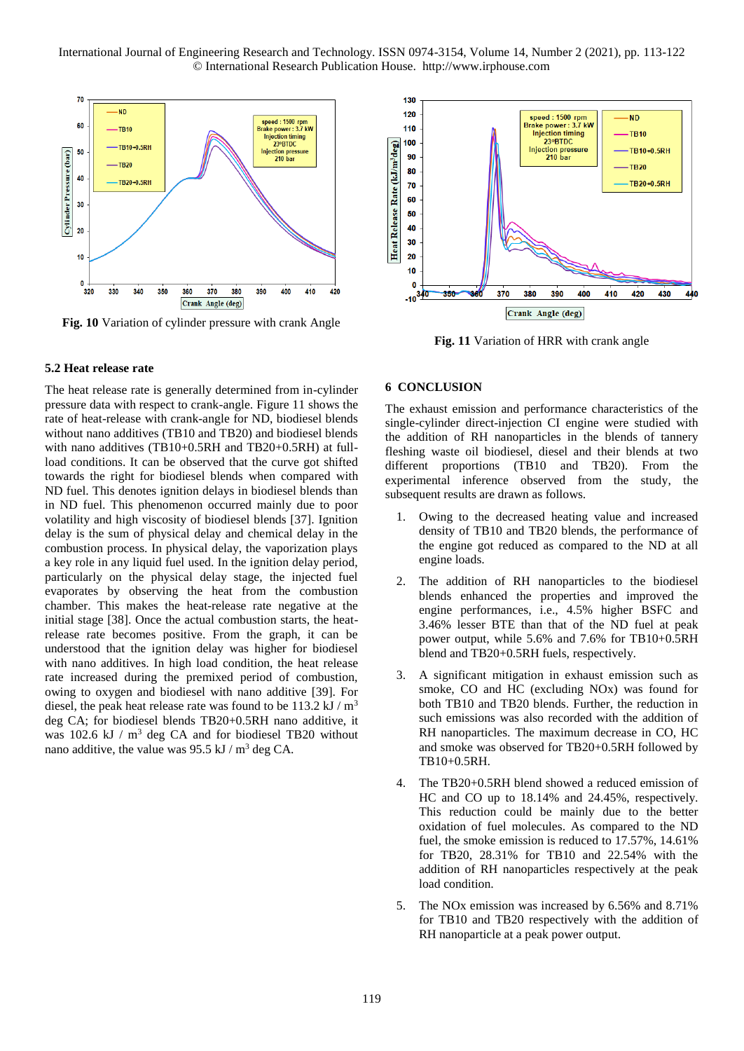**Fig. 10** Variation of cylinder pressure with crank Angle

**Fig. 11** Variation of HRR with crank angle

### 5.2 Heat release rate

The heat release rate is generally determined from in-cylinder pressure data with respect to crank-angle. Figure 11 shows the rate of heat-release with crank-angle for ND, biodiesel blends without nano additives (TB10 and TB20) and biodiesel blends with nano additives (TB10+0.5RH and TB20+0.5RH) at full-load conditions. It can be observed that the curve got shifted towards the right for biodiesel blends when compared with ND fuel. This denotes ignition delays in biodiesel blends than in ND fuel. This phenomenon occurred mainly due to poor volatility and high viscosity of biodiesel blends [37]. Ignition delay is the sum of physical delay and chemical delay in the combustion process. In physical delay, the vaporization plays a key role in any liquid fuel used. In the ignition delay period, particularly on the physical delay stage, the injected fuel evaporates by observing the heat from the combustion chamber. This makes the heat-release rate negative at the initial stage [38]. Once the actual combustion starts, the heat-release rate becomes positive. From the graph, it can be understood that the ignition delay was higher for biodiesel with nano additives. In high load condition, the heat release rate increased during the premixed period of combustion, owing to oxygen and biodiesel with nano additive [39]. For diesel, the peak heat release rate was found to be 113.2 kJ / $m^3$ deg CA; for biodiesel blends TB20+0.5RH nano additive, it was 102.6 kJ / $m^3$ deg CA and for biodiesel TB20 without nano additive, the value was 95.5 kJ / $m^3$ deg CA.

## 6 CONCLUSION

The exhaust emission and performance characteristics of the single-cylinder direct-injection CI engine were studied with the addition of RH nanoparticles in the blends of tannery fleshing waste oil biodiesel, diesel and their blends at two different proportions (TB10 and TB20). From the experimental inference observed from the study, the subsequent results are drawn as follows.

1. Owing to the decreased heating value and increased density of TB10 and TB20 blends, the performance of the engine got reduced as compared to the ND at all engine loads.
2. The addition of RH nanoparticles to the biodiesel blends enhanced the properties and improved the engine performances, i.e., 4.5% higher BSFC and 3.46% lesser BTE than that of the ND fuel at peak power output, while 5.6% and 7.6% for TB10+0.5RH blend and TB20+0.5RH fuels, respectively.
3. A significant mitigation in exhaust emission such as smoke, CO and HC (excluding NOx) was found for both TB10 and TB20 blends. Further, the reduction in such emissions was also recorded with the addition of RH nanoparticles. The maximum decrease in CO, HC and smoke was observed for TB20+0.5RH followed by TB10+0.5RH.
4. The TB20+0.5RH blend showed a reduced emission of HC and CO up to 18.14% and 24.45%, respectively. This reduction could be mainly due to the better oxidation of fuel molecules. As compared to the ND fuel, the smoke emission is reduced to 17.57%, 14.61% for TB20, 28.31% for TB10 and 22.54% with the addition of RH nanoparticles respectively at the peak load condition.
5. The NOx emission was increased by 6.56% and 8.71% for TB10 and TB20 respectively with the addition of RH nanoparticle at a peak power output.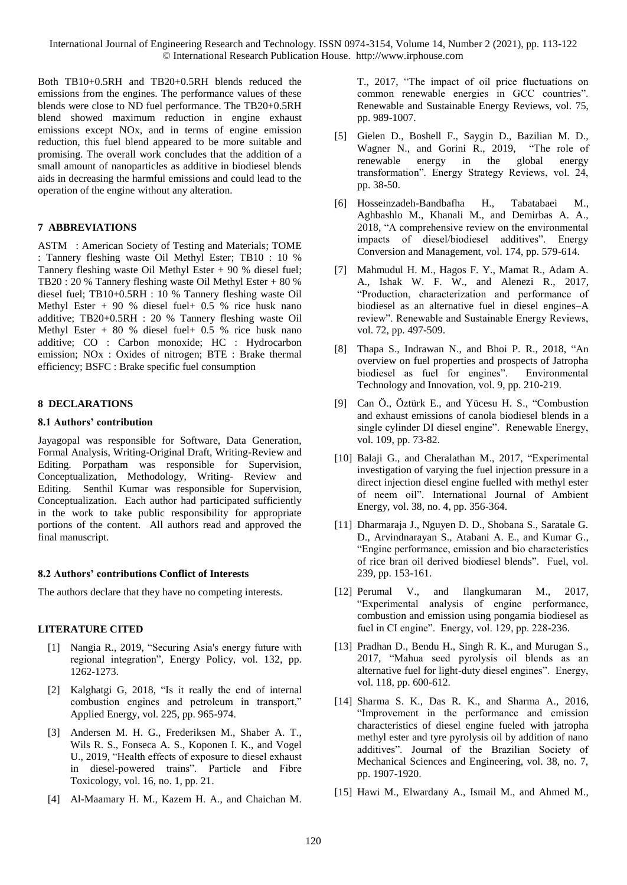Both TB10+0.5RH and TB20+0.5RH blends reduced the emissions from the engines. The performance values of these blends were close to ND fuel performance. The TB20+0.5RH blend showed maximum reduction in engine exhaust emissions except NOx, and in terms of engine emission reduction, this fuel blend appeared to be more suitable and promising. The overall work concludes that the addition of a small amount of nanoparticles as additive in biodiesel blends aids in decreasing the harmful emissions and could lead to the operation of the engine without any alteration.

## 7 ABBREVIATIONS

ASTM : American Society of Testing and Materials; TOME : Tannery fleshing waste Oil Methyl Ester; TB10 : 10 % Tannery fleshing waste Oil Methyl Ester + 90 % diesel fuel; TB20 : 20 % Tannery fleshing waste Oil Methyl Ester + 80 % diesel fuel; TB10+0.5RH : 10 % Tannery fleshing waste Oil Methyl Ester + 90 % diesel fuel+ 0.5 % rice husk nano additive; TB20+0.5RH : 20 % Tannery fleshing waste Oil Methyl Ester + 80 % diesel fuel+ 0.5 % rice husk nano additive; CO : Carbon monoxide; HC : Hydrocarbon emission; NOx : Oxides of nitrogen; BTE : Brake thermal efficiency; BSFC : Brake specific fuel consumption

## 8 DECLARATIONS

### 8.1 Authors' contribution

Jayagopal was responsible for Software, Data Generation, Formal Analysis, Writing-Original Draft, Writing-Review and Editing. Porpatham was responsible for Supervision, Conceptualization, Methodology, Writing- Review and Editing. Senthil Kumar was responsible for Supervision, Conceptualization. Each author had participated sufficiently in the work to take public responsibility for appropriate portions of the content. All authors read and approved the final manuscript.

### 8.2 Authors' contributions Conflict of Interests

The authors declare that they have no competing interests.

## LITERATURE CITED

[1] Nangia R., 2019, "Securing Asia's energy future with regional integration", Energy Policy, vol. 132, pp. 1262-1273.

[2] Kalghatgi G, 2018, "Is it really the end of internal combustion engines and petroleum in transport," Applied Energy, vol. 225, pp. 965-974.

[3] Andersen M. H. G., Frederiksen M., Shaber A. T., Wils R. S., Fonseca A. S., Koponen I. K., and Vogel U., 2019, "Health effects of exposure to diesel exhaust in diesel-powered trains". Particle and Fibre Toxicology, vol. 16, no. 1, pp. 21.

[4] Al-Maamary H. M., Kazem H. A., and Chaichan M. T., 2017, "The impact of oil price fluctuations on common renewable energies in GCC countries". Renewable and Sustainable Energy Reviews, vol. 75, pp. 989-1007.

[5] Gielen D., Boshell F., Saygin D., Bazilian M. D., Wagner N., and Gorini R., 2019, "The role of renewable energy in the global energy transformation". Energy Strategy Reviews, vol. 24, pp. 38-50.

[6] Hosseinzadeh-Bandbafha H., Tabatabaei M., Aghbashlo M., Khanali M., and Demirbas A. A., 2018, "A comprehensive review on the environmental impacts of diesel/biodiesel additives". Energy Conversion and Management, vol. 174, pp. 579-614.

[7] Mahmudul H. M., Hagos F. Y., Mamat R., Adam A. A., Ishak W. F. W., and Alenezi R., 2017, "Production, characterization and performance of biodiesel as an alternative fuel in diesel engines–A review". Renewable and Sustainable Energy Reviews, vol. 72, pp. 497-509.

[8] Thapa S., Indrawan N., and Bhoi P. R., 2018, "An overview on fuel properties and prospects of Jatropha biodiesel as fuel for engines". Environmental Technology and Innovation, vol. 9, pp. 210-219.

[9] Can Ö., Öztürk E., and Yücesu H. S., "Combustion and exhaust emissions of canola biodiesel blends in a single cylinder DI diesel engine". Renewable Energy, vol. 109, pp. 73-82.

[10] Balaji G., and Cheralathan M., 2017, "Experimental investigation of varying the fuel injection pressure in a direct injection diesel engine fuelled with methyl ester of neem oil". International Journal of Ambient Energy, vol. 38, no. 4, pp. 356-364.

[11] Dharmaraja J., Nguyen D. D., Shobana S., Saratale G. D., Arvindnarayan S., Atabani A. E., and Kumar G., "Engine performance, emission and bio characteristics of rice bran oil derived biodiesel blends". Fuel, vol. 239, pp. 153-161.

[12] Perumal V., and Ilangkumaran M., 2017, "Experimental analysis of engine performance, combustion and emission using pongamia biodiesel as fuel in CI engine". Energy, vol. 129, pp. 228-236.

[13] Pradhan D., Bendu H., Singh R. K., and Murugan S., 2017, "Mahua seed pyrolysis oil blends as an alternative fuel for light-duty diesel engines". Energy, vol. 118, pp. 600-612.

[14] Sharma S. K., Das R. K., and Sharma A., 2016, "Improvement in the performance and emission characteristics of diesel engine fueled with jatropha methyl ester and tyre pyrolysis oil by addition of nano additives". Journal of the Brazilian Society of Mechanical Sciences and Engineering, vol. 38, no. 7, pp. 1907-1920.

[15] Hawi M., Elwardany A., Ismail M., and Ahmed M.,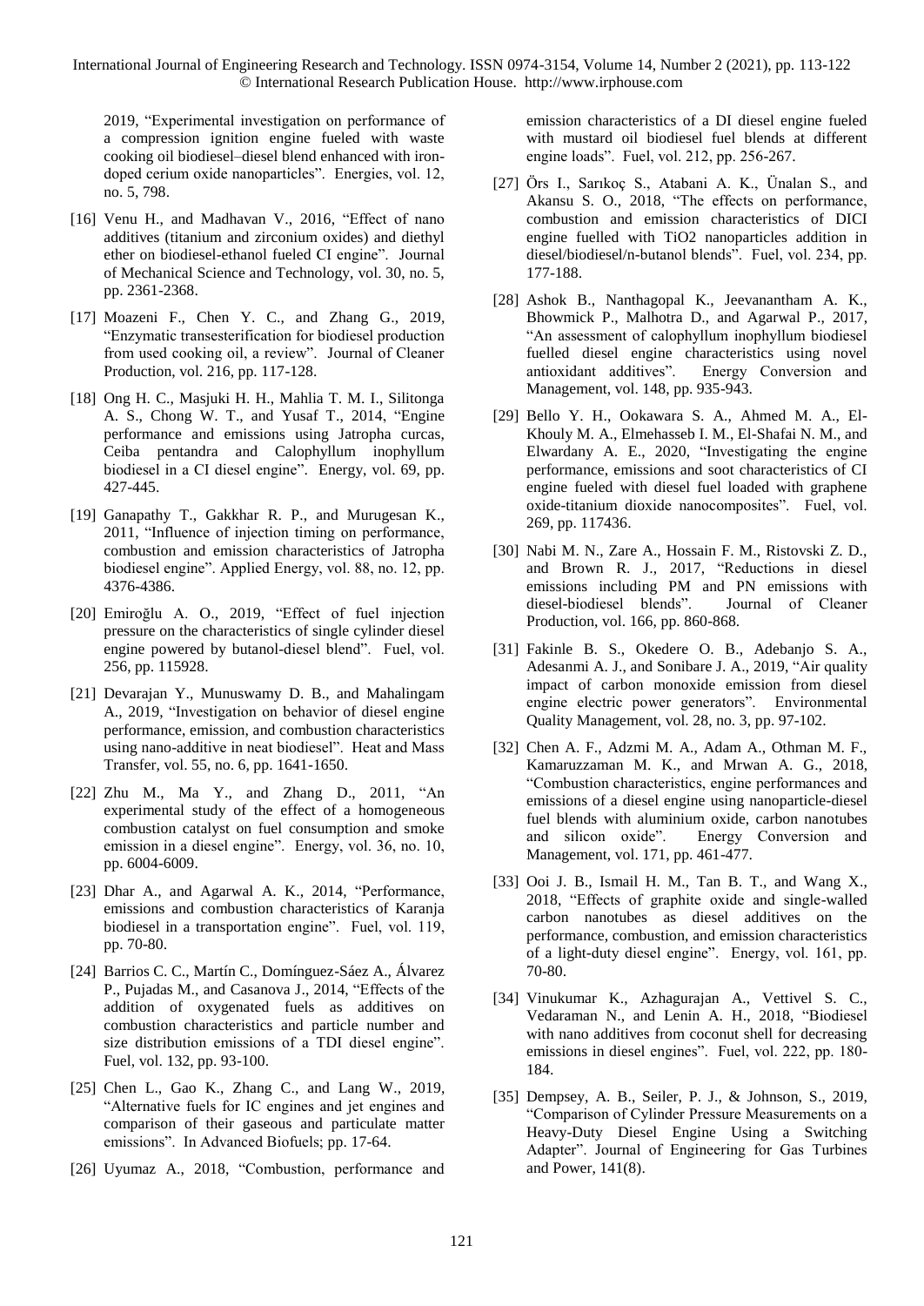2019, "Experimental investigation on performance of a compression ignition engine fueled with waste cooking oil biodiesel–diesel blend enhanced with iron-doped cerium oxide nanoparticles". Energies, vol. 12, no. 5, 798.

[16] Venu H., and Madhavan V., 2016, "Effect of nano additives (titanium and zirconium oxides) and diethyl ether on biodiesel-ethanol fueled CI engine". Journal of Mechanical Science and Technology, vol. 30, no. 5, pp. 2361-2368.

[17] Moazeni F., Chen Y. C., and Zhang G., 2019, "Enzymatic transesterification for biodiesel production from used cooking oil, a review". Journal of Cleaner Production, vol. 216, pp. 117-128.

[18] Ong H. C., Masjuki H. H., Mahlia T. M. I., Silitonga A. S., Chong W. T., and Yusaf T., 2014, "Engine performance and emissions using Jatropha curcas, Ceiba pentandra and Calophyllum inophyllum biodiesel in a CI diesel engine". Energy, vol. 69, pp. 427-445.

[19] Ganapathy T., Gakkhar R. P., and Murugesan K., 2011, "Influence of injection timing on performance, combustion and emission characteristics of Jatropha biodiesel engine". Applied Energy, vol. 88, no. 12, pp. 4376-4386.

[20] Emiroğlu A. O., 2019, "Effect of fuel injection pressure on the characteristics of single cylinder diesel engine powered by butanol-diesel blend". Fuel, vol. 256, pp. 115928.

[21] Devarajan Y., Munuswamy D. B., and Mahalingam A., 2019, "Investigation on behavior of diesel engine performance, emission, and combustion characteristics using nano-additive in neat biodiesel". Heat and Mass Transfer, vol. 55, no. 6, pp. 1641-1650.

[22] Zhu M., Ma Y., and Zhang D., 2011, "An experimental study of the effect of a homogeneous combustion catalyst on fuel consumption and smoke emission in a diesel engine". Energy, vol. 36, no. 10, pp. 6004-6009.

[23] Dhar A., and Agarwal A. K., 2014, "Performance, emissions and combustion characteristics of Karanja biodiesel in a transportation engine". Fuel, vol. 119, pp. 70-80.

[24] Barrios C. C., Martín C., Domínguez-Sáez A., Álvarez P., Pujadas M., and Casanova J., 2014, "Effects of the addition of oxygenated fuels as additives on combustion characteristics and particle number and size distribution emissions of a TDI diesel engine". Fuel, vol. 132, pp. 93-100.

[25] Chen L., Gao K., Zhang C., and Lang W., 2019, "Alternative fuels for IC engines and jet engines and comparison of their gaseous and particulate matter emissions". In Advanced Biofuels; pp. 17-64.

[26] Uyumaz A., 2018, "Combustion, performance and emission characteristics of a DI diesel engine fueled with mustard oil biodiesel fuel blends at different engine loads". Fuel, vol. 212, pp. 256-267.

[27] Örs I., Sarıkoç S., Atabani A. K., Ünalan S., and Akansu S. O., 2018, "The effects on performance, combustion and emission characteristics of DICI engine fuelled with TiO2 nanoparticles addition in diesel/biodiesel/n-butanol blends". Fuel, vol. 234, pp. 177-188.

[28] Ashok B., Nanthagopal K., Jeevanantham A. K., Bhowmick P., Malhotra D., and Agarwal P., 2017, "An assessment of calophyllum inophyllum biodiesel fuelled diesel engine characteristics using novel antioxidant additives". Energy Conversion and Management, vol. 148, pp. 935-943.

[29] Bello Y. H., Ookawara S. A., Ahmed M. A., El-Khouly M. A., Elmehasseb I. M., El-Shafai N. M., and Elwardany A. E., 2020, "Investigating the engine performance, emissions and soot characteristics of CI engine fueled with diesel fuel loaded with graphene oxide-titanium dioxide nanocomposites". Fuel, vol. 269, pp. 117436.

[30] Nabi M. N., Zare A., Hossain F. M., Ristovski Z. D., and Brown R. J., 2017, "Reductions in diesel emissions including PM and PN emissions with diesel-biodiesel blends". Journal of Cleaner Production, vol. 166, pp. 860-868.

[31] Fakinle B. S., Okedere O. B., Adebanjo S. A., Adesanmi A. J., and Sonibare J. A., 2019, "Air quality impact of carbon monoxide emission from diesel engine electric power generators". Environmental Quality Management, vol. 28, no. 3, pp. 97-102.

[32] Chen A. F., Adzmi M. A., Adam A., Othman M. F., Kamaruzzaman M. K., and Mrwan A. G., 2018, "Combustion characteristics, engine performances and emissions of a diesel engine using nanoparticle-diesel fuel blends with aluminium oxide, carbon nanotubes and silicon oxide". Energy Conversion and Management, vol. 171, pp. 461-477.

[33] Ooi J. B., Ismail H. M., Tan B. T., and Wang X., 2018, "Effects of graphite oxide and single-walled carbon nanotubes as diesel additives on the performance, combustion, and emission characteristics of a light-duty diesel engine". Energy, vol. 161, pp. 70-80.

[34] Vinukumar K., Azhagurajan A., Vettivel S. C., Vedaraman N., and Lenin A. H., 2018, "Biodiesel with nano additives from coconut shell for decreasing emissions in diesel engines". Fuel, vol. 222, pp. 180-184.

[35] Dempsey, A. B., Seiler, P. J., & Johnson, S., 2019, "Comparison of Cylinder Pressure Measurements on a Heavy-Duty Diesel Engine Using a Switching Adapter". Journal of Engineering for Gas Turbines and Power, 141(8).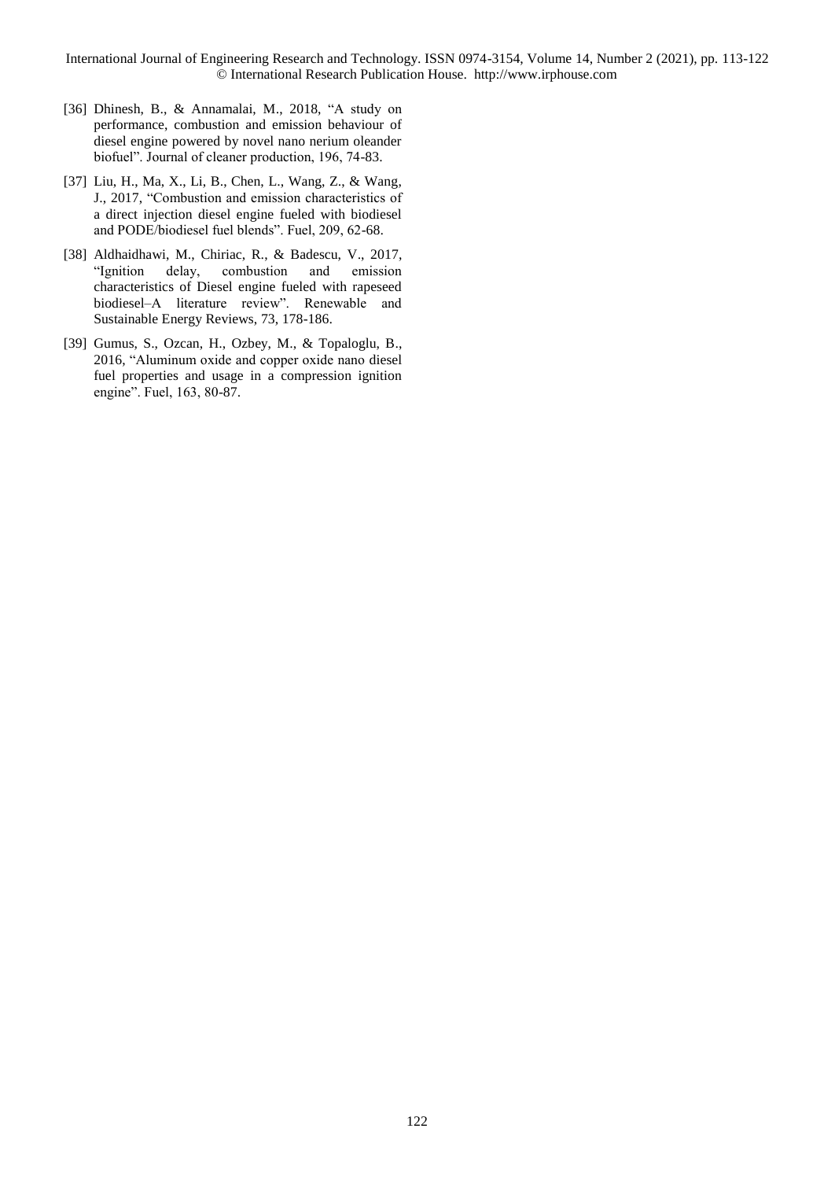[36] Dhinesh, B., & Annamalai, M., 2018, "A study on performance, combustion and emission behaviour of diesel engine powered by novel nano nerium oleander biofuel". Journal of cleaner production, 196, 74-83.

[37] Liu, H., Ma, X., Li, B., Chen, L., Wang, Z., & Wang, J., 2017, "Combustion and emission characteristics of a direct injection diesel engine fueled with biodiesel and PODE/biodiesel fuel blends". Fuel, 209, 62-68.

[38] Aldhaidhawi, M., Chiriac, R., & Badescu, V., 2017, "Ignition delay, combustion and emission characteristics of Diesel engine fueled with rapeseed biodiesel–A literature review". Renewable and Sustainable Energy Reviews, 73, 178-186.

[39] Gumus, S., Ozcan, H., Ozbey, M., & Topaloglu, B., 2016, "Aluminum oxide and copper oxide nano diesel fuel properties and usage in a compression ignition engine". Fuel, 163, 80-87.